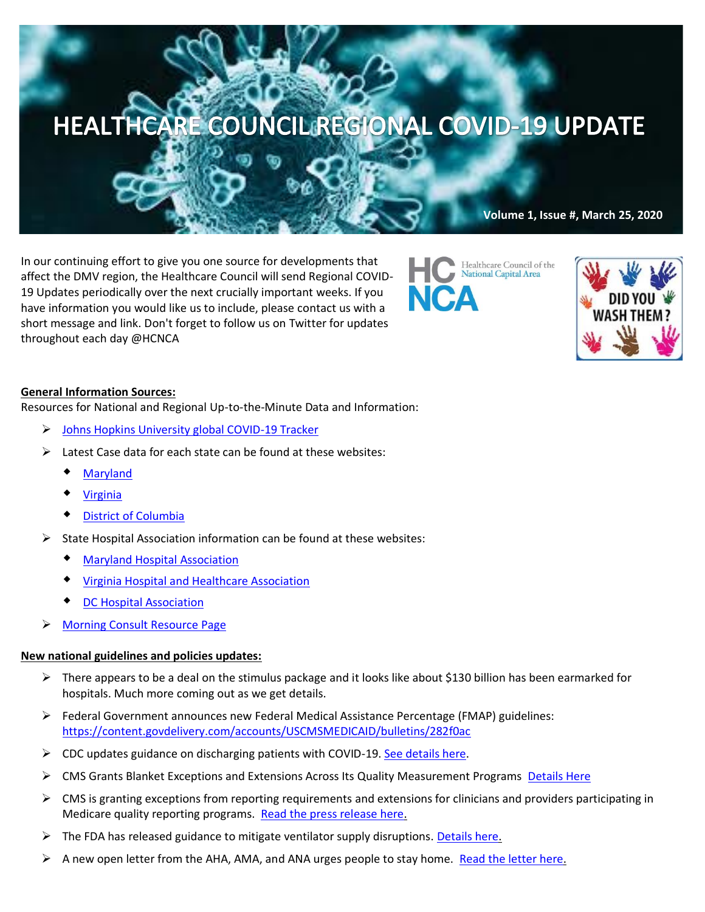# HEALTHCARE COUNCIL REGIONAL COVID-19 UPDATE

Volume 1, Issue #, March 25, 2020

In our continuing effort to give you one source for developments that affect the DMV region, the Healthcare Council will send Regional COVID-19 Updates periodically over the next crucially important weeks. If you have information you would like us to include, please contact us with a short message and link. Don't forget to follow us on Twitter for updates throughout each day @HCNCA

**General Information Sources:**

Resources for National and Regional Up-to-the-Minute Data and Information:

- Johns Hopkins University global COVID-19 Tracker
- Latest Case data for each state can be found at these websites:
  - Maryland
  - Virginia
  - District of Columbia
- State Hospital Association information can be found at these websites:
  - Maryland Hospital Association
  - Virginia Hospital and Healthcare Association
  - DC Hospital Association
- Morning Consult Resource Page

**New national guidelines and policies updates:**

- There appears to be a deal on the stimulus package and it looks like about $130 billion has been earmarked for hospitals. Much more coming out as we get details.
- Federal Government announces new Federal Medical Assistance Percentage (FMAP) guidelines: https://content.govdelivery.com/accounts/USCMSMEDICAID/bulletins/282f0ac
- CDC updates guidance on discharging patients with COVID-19. See details here.
- CMS Grants Blanket Exceptions and Extensions Across Its Quality Measurement Programs Details Here
- CMS is granting exceptions from reporting requirements and extensions for clinicians and providers participating in Medicare quality reporting programs. Read the press release here.
- The FDA has released guidance to mitigate ventilator supply disruptions. Details here.
- A new open letter from the AHA, AMA, and ANA urges people to stay home. Read the letter here.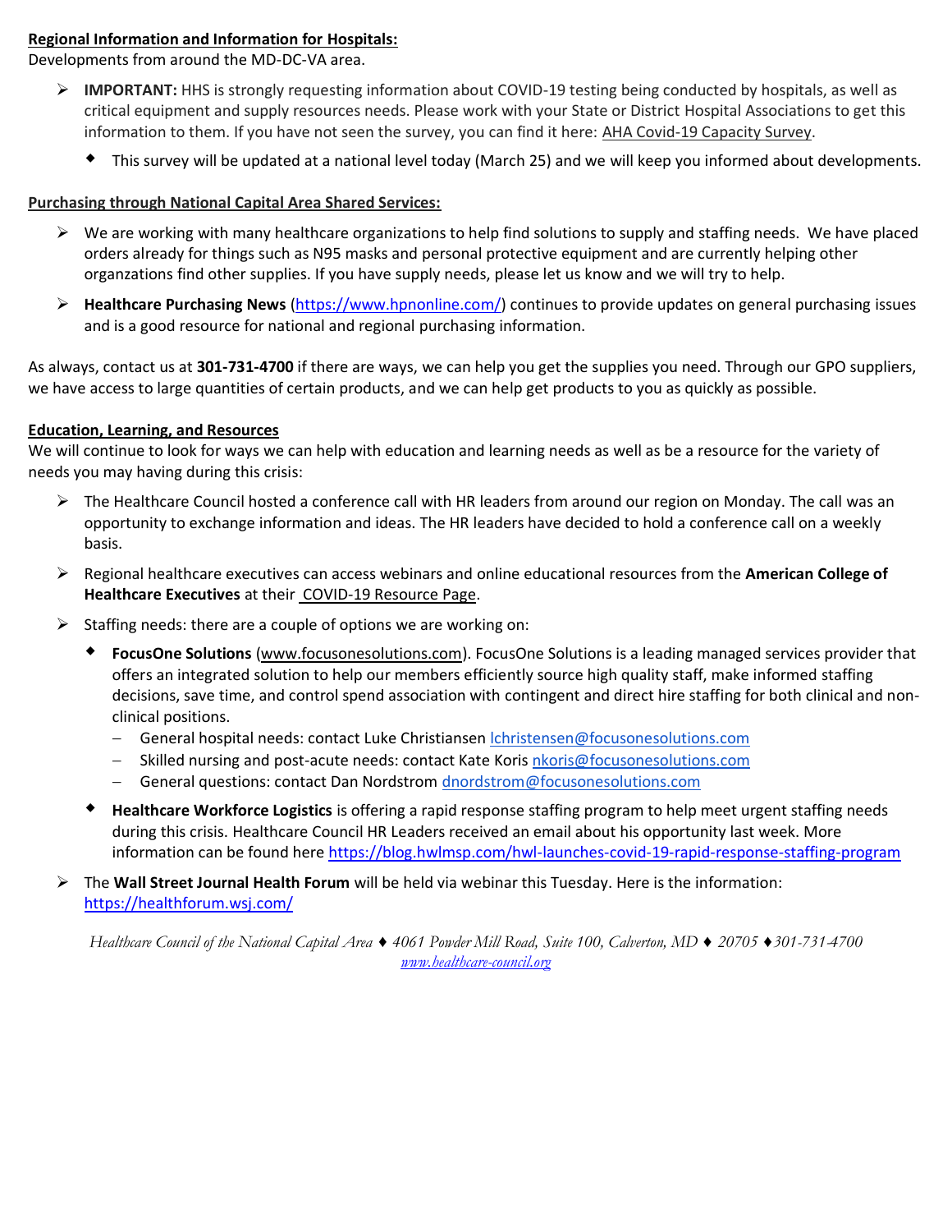**Regional Information and Information for Hospitals:**

Developments from around the MD-DC-VA area.

- **IMPORTANT:** HHS is strongly requesting information about COVID-19 testing being conducted by hospitals, as well as critical equipment and supply resources needs. Please work with your State or District Hospital Associations to get this information to them. If you have not seen the survey, you can find it here: AHA Covid-19 Capacity Survey.
  - This survey will be updated at a national level today (March 25) and we will keep you informed about developments.

**Purchasing through National Capital Area Shared Services:**

- We are working with many healthcare organizations to help find solutions to supply and staffing needs. We have placed orders already for things such as N95 masks and personal protective equipment and are currently helping other organzations find other supplies. If you have supply needs, please let us know and we will try to help.
- **Healthcare Purchasing News** (https://www.hpnonline.com/) continues to provide updates on general purchasing issues and is a good resource for national and regional purchasing information.

As always, contact us at **301-731-4700** if there are ways, we can help you get the supplies you need. Through our GPO suppliers, we have access to large quantities of certain products, and we can help get products to you as quickly as possible.

**Education, Learning, and Resources**

We will continue to look for ways we can help with education and learning needs as well as be a resource for the variety of needs you may having during this crisis:

- The Healthcare Council hosted a conference call with HR leaders from around our region on Monday. The call was an opportunity to exchange information and ideas. The HR leaders have decided to hold a conference call on a weekly basis.
- Regional healthcare executives can access webinars and online educational resources from the **American College of Healthcare Executives** at their COVID-19 Resource Page.
- Staffing needs: there are a couple of options we are working on:
  - **FocusOne Solutions** (www.focusonesolutions.com). FocusOne Solutions is a leading managed services provider that offers an integrated solution to help our members efficiently source high quality staff, make informed staffing decisions, save time, and control spend association with contingent and direct hire staffing for both clinical and non-clinical positions.
    - General hospital needs: contact Luke Christiansen lchristensen@focusonesolutions.com
    - Skilled nursing and post-acute needs: contact Kate Koris nkoris@focusonesolutions.com
    - General questions: contact Dan Nordstrom dnordstrom@focusonesolutions.com
  - **Healthcare Workforce Logistics** is offering a rapid response staffing program to help meet urgent staffing needs during this crisis. Healthcare Council HR Leaders received an email about his opportunity last week. More information can be found here https://blog.hwlmsp.com/hwl-launches-covid-19-rapid-response-staffing-program
- The **Wall Street Journal Health Forum** will be held via webinar this Tuesday. Here is the information: https://healthforum.wsj.com/

*Healthcare Council of the National Capital Area ♦ 4061 Powder Mill Road, Suite 100, Calverton, MD ♦ 20705 ♦301-731-4700*
*www.healthcare-council.org*